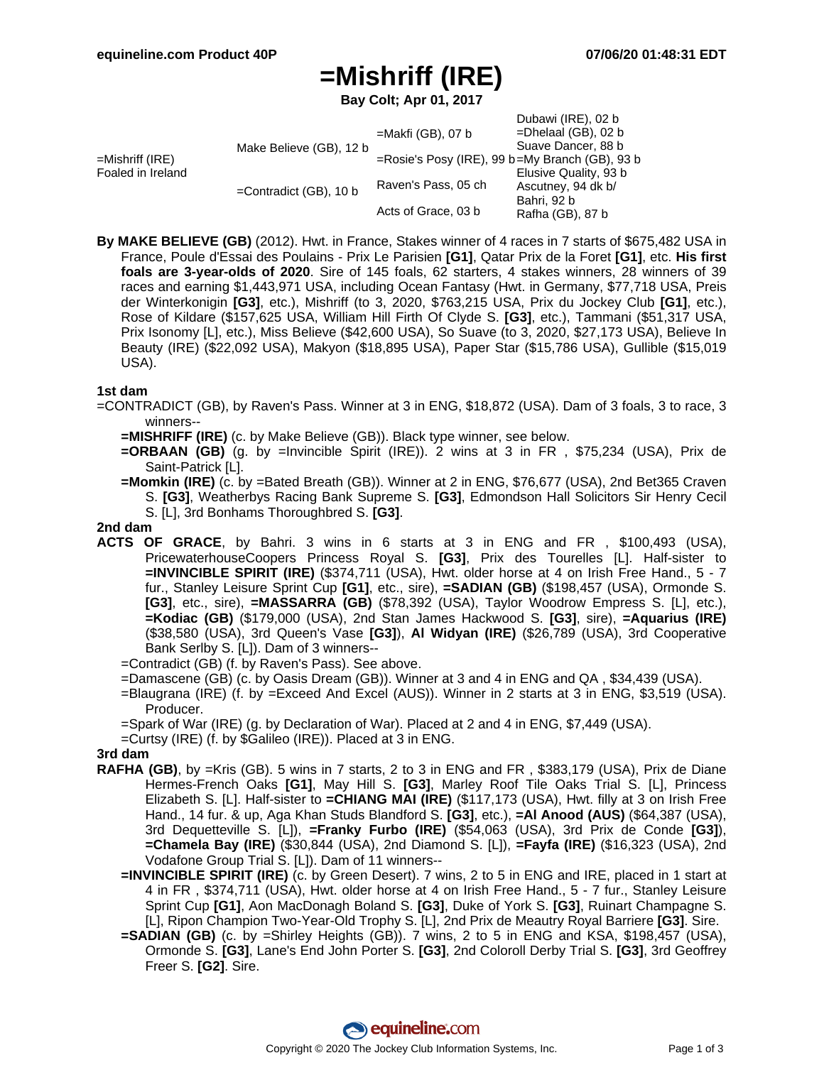# =Mishriff (IRE)

**Bay Colt; Apr 01, 2017**

| | | | |
|---|---|---|---|
| =Mishriff (IRE) Foaled in Ireland | Make Believe (GB), 12 b | =Makfi (GB), 07 b | Dubawi (IRE), 02 b |
| | | | =Dhelaal (GB), 02 b |
| | | =Rosie's Posy (IRE), 99 b | Suave Dancer, 88 b |
| | | | =My Branch (GB), 93 b |
| | =Contradict (GB), 10 b | Raven's Pass, 05 ch | Elusive Quality, 93 b |
| | | | Ascutney, 94 dk b/ |
| | | Acts of Grace, 03 b | Bahri, 92 b |
| | | | Rafha (GB), 87 b |

**By MAKE BELIEVE (GB)** (2012). Hwt. in France, Stakes winner of 4 races in 7 starts of $675,482 USA in France, Poule d'Essai des Poulains - Prix Le Parisien **[G1]**, Qatar Prix de la Foret **[G1]**, etc. **His first foals are 3-year-olds of 2020**. Sire of 145 foals, 62 starters, 4 stakes winners, 28 winners of 39 races and earning $1,443,971 USA, including Ocean Fantasy (Hwt. in Germany, $77,718 USA, Preis der Winterkonigin **[G3]**, etc.), Mishriff (to 3, 2020, $763,215 USA, Prix du Jockey Club **[G1]**, etc.), Rose of Kildare ($157,625 USA, William Hill Firth Of Clyde S. **[G3]**, etc.), Tammani ($51,317 USA, Prix Isonomy [L], etc.), Miss Believe ($42,600 USA), So Suave (to 3, 2020, $27,173 USA), Believe In Beauty (IRE) ($22,092 USA), Makyon ($18,895 USA), Paper Star ($15,786 USA), Gullible ($15,019 USA).

### 1st dam

=CONTRADICT (GB), by Raven's Pass. Winner at 3 in ENG, $18,872 (USA). Dam of 3 foals, 3 to race, 3 winners--

- **=MISHRIFF (IRE)** (c. by Make Believe (GB)). Black type winner, see below.
- **=ORBAAN (GB)** (g. by =Invincible Spirit (IRE)). 2 wins at 3 in FR , $75,234 (USA), Prix de Saint-Patrick [L].
- **=Momkin (IRE)** (c. by =Bated Breath (GB)). Winner at 2 in ENG, $76,677 (USA), 2nd Bet365 Craven S. **[G3]**, Weatherbys Racing Bank Supreme S. **[G3]**, Edmondson Hall Solicitors Sir Henry Cecil S. [L], 3rd Bonhams Thoroughbred S. **[G3]**.

### 2nd dam

**ACTS OF GRACE**, by Bahri. 3 wins in 6 starts at 3 in ENG and FR , $100,493 (USA), PricewaterhouseCoopers Princess Royal S. **[G3]**, Prix des Tourelles [L]. Half-sister to **=INVINCIBLE SPIRIT (IRE)** ($374,711 (USA), Hwt. older horse at 4 on Irish Free Hand., 5 - 7 fur., Stanley Leisure Sprint Cup **[G1]**, etc., sire), **=SADIAN (GB)** ($198,457 (USA), Ormonde S. **[G3]**, etc., sire), **=MASSARRA (GB)** ($78,392 (USA), Taylor Woodrow Empress S. [L], etc.), **=Kodiac (GB)** ($179,000 (USA), 2nd Stan James Hackwood S. **[G3]**, sire), **=Aquarius (IRE)** ($38,580 (USA), 3rd Queen's Vase **[G3]**), **Al Widyan (IRE)** ($26,789 (USA), 3rd Cooperative Bank Serlby S. [L]). Dam of 3 winners--

- =Contradict (GB) (f. by Raven's Pass). See above.
- =Damascene (GB) (c. by Oasis Dream (GB)). Winner at 3 and 4 in ENG and QA , $34,439 (USA).
- =Blaugrana (IRE) (f. by =Exceed And Excel (AUS)). Winner in 2 starts at 3 in ENG, $3,519 (USA). Producer.
- =Spark of War (IRE) (g. by Declaration of War). Placed at 2 and 4 in ENG, $7,449 (USA).
- =Curtsy (IRE) (f. by $Galileo (IRE)). Placed at 3 in ENG.

### 3rd dam

**RAFHA (GB)**, by =Kris (GB). 5 wins in 7 starts, 2 to 3 in ENG and FR , $383,179 (USA), Prix de Diane Hermes-French Oaks **[G1]**, May Hill S. **[G3]**, Marley Roof Tile Oaks Trial S. [L], Princess Elizabeth S. [L]. Half-sister to **=CHIANG MAI (IRE)** ($117,173 (USA), Hwt. filly at 3 on Irish Free Hand., 14 fur. & up, Aga Khan Studs Blandford S. **[G3]**, etc.), **=Al Anood (AUS)** ($64,387 (USA), 3rd Dequetteville S. [L]), **=Franky Furbo (IRE)** ($54,063 (USA), 3rd Prix de Conde **[G3]**), **=Chamela Bay (IRE)** ($30,844 (USA), 2nd Diamond S. [L]), **=Fayfa (IRE)** ($16,323 (USA), 2nd Vodafone Group Trial S. [L]). Dam of 11 winners--

- **=INVINCIBLE SPIRIT (IRE)** (c. by Green Desert). 7 wins, 2 to 5 in ENG and IRE, placed in 1 start at 4 in FR , $374,711 (USA), Hwt. older horse at 4 on Irish Free Hand., 5 - 7 fur., Stanley Leisure Sprint Cup **[G1]**, Aon MacDonagh Boland S. **[G3]**, Duke of York S. **[G3]**, Ruinart Champagne S. [L], Ripon Champion Two-Year-Old Trophy S. [L], 2nd Prix de Meautry Royal Barriere **[G3]**. Sire.
- **=SADIAN (GB)** (c. by =Shirley Heights (GB)). 7 wins, 2 to 5 in ENG and KSA, $198,457 (USA), Ormonde S. **[G3]**, Lane's End John Porter S. **[G3]**, 2nd Coloroll Derby Trial S. **[G3]**, 3rd Geoffrey Freer S. **[G2]**. Sire.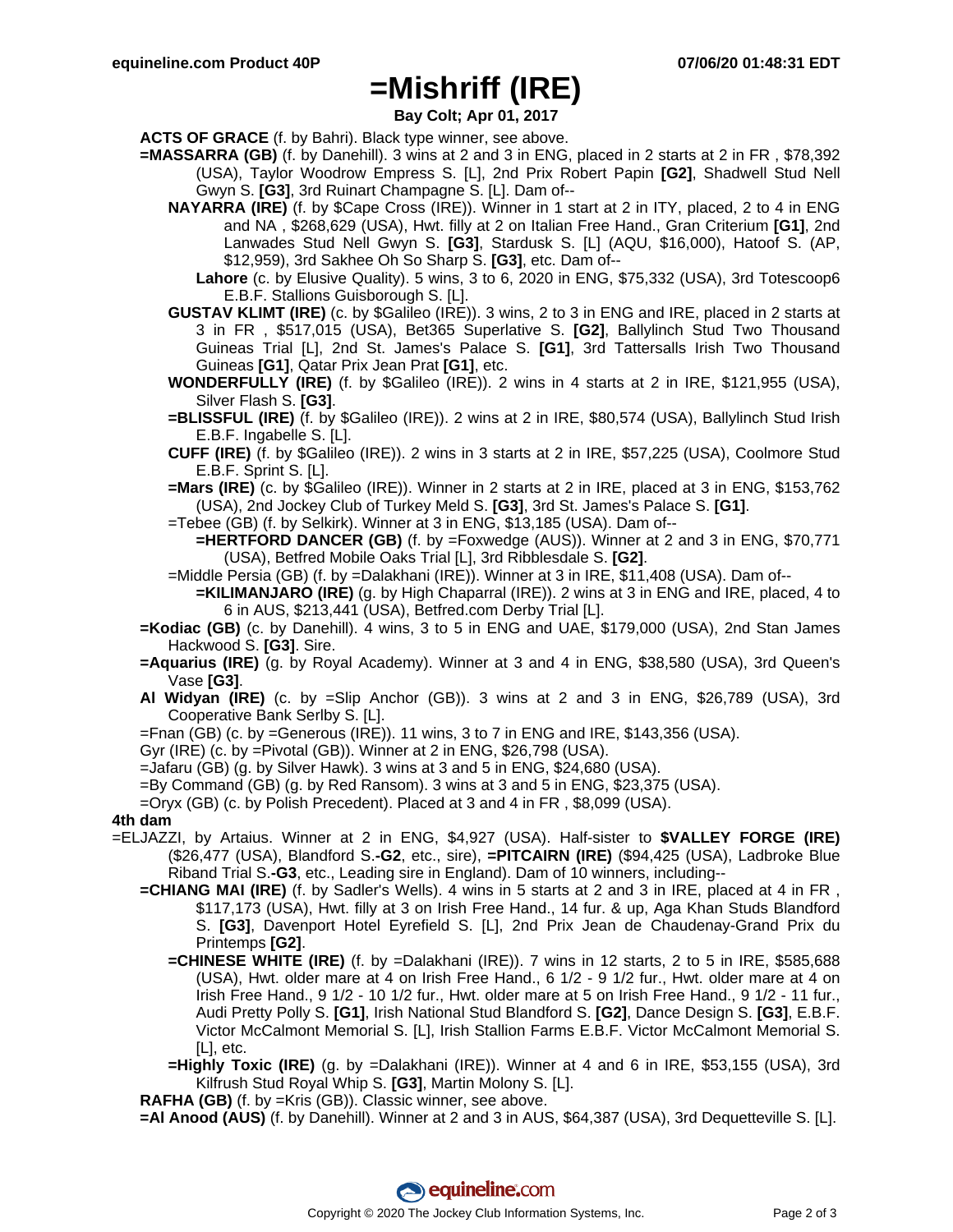# =Mishriff (IRE)

**Bay Colt; Apr 01, 2017**

**ACTS OF GRACE** (f. by Bahri). Black type winner, see above.

**=MASSARRA (GB)** (f. by Danehill). 3 wins at 2 and 3 in ENG, placed in 2 starts at 2 in FR , $78,392 (USA), Taylor Woodrow Empress S. [L], 2nd Prix Robert Papin **[G2]**, Shadwell Stud Nell Gwyn S. **[G3]**, 3rd Ruinart Champagne S. [L]. Dam of--

- **NAYARRA (IRE)** (f. by $Cape Cross (IRE)). Winner in 1 start at 2 in ITY, placed, 2 to 4 in ENG and NA , $268,629 (USA), Hwt. filly at 2 on Italian Free Hand., Gran Criterium **[G1]**, 2nd Lanwades Stud Nell Gwyn S. **[G3]**, Stardusk S. [L] (AQU, $16,000), Hatoof S. (AP, $12,959), 3rd Sakhee Oh So Sharp S. **[G3]**, etc. Dam of--
  - **Lahore** (c. by Elusive Quality). 5 wins, 3 to 6, 2020 in ENG, $75,332 (USA), 3rd Totescoop6 E.B.F. Stallions Guisborough S. [L].
- **GUSTAV KLIMT (IRE)** (c. by $Galileo (IRE)). 3 wins, 2 to 3 in ENG and IRE, placed in 2 starts at 3 in FR , $517,015 (USA), Bet365 Superlative S. **[G2]**, Ballylinch Stud Two Thousand Guineas Trial [L], 2nd St. James's Palace S. **[G1]**, 3rd Tattersalls Irish Two Thousand Guineas **[G1]**, Qatar Prix Jean Prat **[G1]**, etc.
- **WONDERFULLY (IRE)** (f. by $Galileo (IRE)). 2 wins in 4 starts at 2 in IRE, $121,955 (USA), Silver Flash S. **[G3]**.
- **=BLISSFUL (IRE)** (f. by $Galileo (IRE)). 2 wins at 2 in IRE, $80,574 (USA), Ballylinch Stud Irish E.B.F. Ingabelle S. [L].
- **CUFF (IRE)** (f. by $Galileo (IRE)). 2 wins in 3 starts at 2 in IRE, $57,225 (USA), Coolmore Stud E.B.F. Sprint S. [L].
- **=Mars (IRE)** (c. by $Galileo (IRE)). Winner in 2 starts at 2 in IRE, placed at 3 in ENG, $153,762 (USA), 2nd Jockey Club of Turkey Meld S. **[G3]**, 3rd St. James's Palace S. **[G1]**.
- =Tebee (GB) (f. by Selkirk). Winner at 3 in ENG, $13,185 (USA). Dam of--
  - **=HERTFORD DANCER (GB)** (f. by =Foxwedge (AUS)). Winner at 2 and 3 in ENG, $70,771 (USA), Betfred Mobile Oaks Trial [L], 3rd Ribblesdale S. **[G2]**.
- =Middle Persia (GB) (f. by =Dalakhani (IRE)). Winner at 3 in IRE, $11,408 (USA). Dam of--
  - **=KILIMANJARO (IRE)** (g. by High Chaparral (IRE)). 2 wins at 3 in ENG and IRE, placed, 4 to 6 in AUS, $213,441 (USA), Betfred.com Derby Trial [L].

**=Kodiac (GB)** (c. by Danehill). 4 wins, 3 to 5 in ENG and UAE, $179,000 (USA), 2nd Stan James Hackwood S. **[G3]**. Sire.

**=Aquarius (IRE)** (g. by Royal Academy). Winner at 3 and 4 in ENG, $38,580 (USA), 3rd Queen's Vase **[G3]**.

**Al Widyan (IRE)** (c. by =Slip Anchor (GB)). 3 wins at 2 and 3 in ENG, $26,789 (USA), 3rd Cooperative Bank Serlby S. [L].

=Fnan (GB) (c. by =Generous (IRE)). 11 wins, 3 to 7 in ENG and IRE, $143,356 (USA).

Gyr (IRE) (c. by =Pivotal (GB)). Winner at 2 in ENG, $26,798 (USA).

=Jafaru (GB) (g. by Silver Hawk). 3 wins at 3 and 5 in ENG, $24,680 (USA).

=By Command (GB) (g. by Red Ransom). 3 wins at 3 and 5 in ENG, $23,375 (USA).

=Oryx (GB) (c. by Polish Precedent). Placed at 3 and 4 in FR , $8,099 (USA).

**4th dam**

=ELJAZZI, by Artaius. Winner at 2 in ENG, $4,927 (USA). Half-sister to **$VALLEY FORGE (IRE)** ($26,477 (USA), Blandford S.**-G2**, etc., sire), **=PITCAIRN (IRE)** ($94,425 (USA), Ladbroke Blue Riband Trial S.**-G3**, etc., Leading sire in England). Dam of 10 winners, including--

**=CHIANG MAI (IRE)** (f. by Sadler's Wells). 4 wins in 5 starts at 2 and 3 in IRE, placed at 4 in FR , $117,173 (USA), Hwt. filly at 3 on Irish Free Hand., 14 fur. & up, Aga Khan Studs Blandford S. **[G3]**, Davenport Hotel Eyrefield S. [L], 2nd Prix Jean de Chaudenay-Grand Prix du Printemps **[G2]**.

- **=CHINESE WHITE (IRE)** (f. by =Dalakhani (IRE)). 7 wins in 12 starts, 2 to 5 in IRE, $585,688 (USA), Hwt. older mare at 4 on Irish Free Hand., 6 1/2 - 9 1/2 fur., Hwt. older mare at 4 on Irish Free Hand., 9 1/2 - 10 1/2 fur., Hwt. older mare at 5 on Irish Free Hand., 9 1/2 - 11 fur., Audi Pretty Polly S. **[G1]**, Irish National Stud Blandford S. **[G2]**, Dance Design S. **[G3]**, E.B.F. Victor McCalmont Memorial S. [L], Irish Stallion Farms E.B.F. Victor McCalmont Memorial S. [L], etc.
- **=Highly Toxic (IRE)** (g. by =Dalakhani (IRE)). Winner at 4 and 6 in IRE, $53,155 (USA), 3rd Kilfrush Stud Royal Whip S. **[G3]**, Martin Molony S. [L].

**RAFHA (GB)** (f. by =Kris (GB)). Classic winner, see above.

**=Al Anood (AUS)** (f. by Danehill). Winner at 2 and 3 in AUS, $64,387 (USA), 3rd Dequetteville S. [L].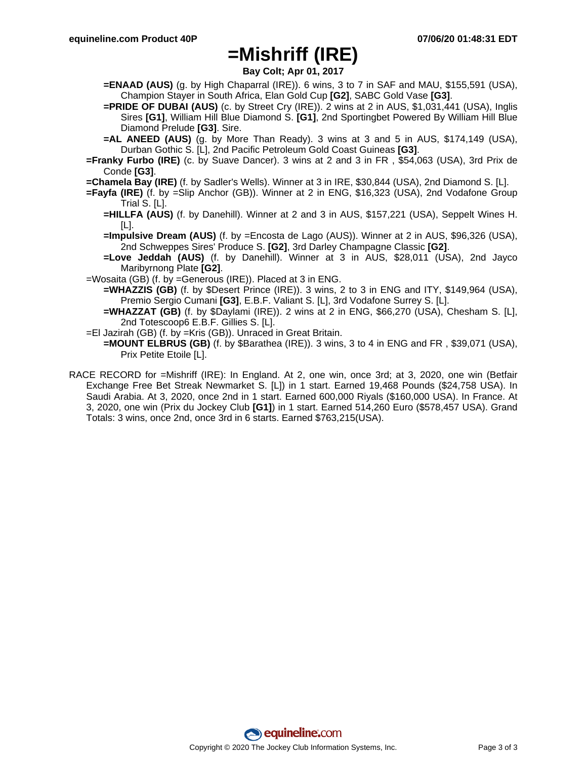# =Mishriff (IRE)

**Bay Colt; Apr 01, 2017**

**=ENAAD (AUS)** (g. by High Chaparral (IRE)). 6 wins, 3 to 7 in SAF and MAU, $155,591 (USA), Champion Stayer in South Africa, Elan Gold Cup **[G2]**, SABC Gold Vase **[G3]**.

**=PRIDE OF DUBAI (AUS)** (c. by Street Cry (IRE)). 2 wins at 2 in AUS, $1,031,441 (USA), Inglis Sires **[G1]**, William Hill Blue Diamond S. **[G1]**, 2nd Sportingbet Powered By William Hill Blue Diamond Prelude **[G3]**. Sire.

**=AL ANEED (AUS)** (g. by More Than Ready). 3 wins at 3 and 5 in AUS, $174,149 (USA), Durban Gothic S. [L], 2nd Pacific Petroleum Gold Coast Guineas **[G3]**.

**=Franky Furbo (IRE)** (c. by Suave Dancer). 3 wins at 2 and 3 in FR , $54,063 (USA), 3rd Prix de Conde **[G3]**.

**=Chamela Bay (IRE)** (f. by Sadler's Wells). Winner at 3 in IRE, $30,844 (USA), 2nd Diamond S. [L].

**=Fayfa (IRE)** (f. by =Slip Anchor (GB)). Winner at 2 in ENG, $16,323 (USA), 2nd Vodafone Group Trial S. [L].

**=HILLFA (AUS)** (f. by Danehill). Winner at 2 and 3 in AUS, $157,221 (USA), Seppelt Wines H. [L].

**=Impulsive Dream (AUS)** (f. by =Encosta de Lago (AUS)). Winner at 2 in AUS, $96,326 (USA), 2nd Schweppes Sires' Produce S. **[G2]**, 3rd Darley Champagne Classic **[G2]**.

**=Love Jeddah (AUS)** (f. by Danehill). Winner at 3 in AUS, $28,011 (USA), 2nd Jayco Maribyrnong Plate **[G2]**.

=Wosaita (GB) (f. by =Generous (IRE)). Placed at 3 in ENG.

**=WHAZZIS (GB)** (f. by $Desert Prince (IRE)). 3 wins, 2 to 3 in ENG and ITY, $149,964 (USA), Premio Sergio Cumani **[G3]**, E.B.F. Valiant S. [L], 3rd Vodafone Surrey S. [L].

**=WHAZZAT (GB)** (f. by $Daylami (IRE)). 2 wins at 2 in ENG, $66,270 (USA), Chesham S. [L], 2nd Totescoop6 E.B.F. Gillies S. [L].

=El Jazirah (GB) (f. by =Kris (GB)). Unraced in Great Britain.

**=MOUNT ELBRUS (GB)** (f. by $Barathea (IRE)). 3 wins, 3 to 4 in ENG and FR , $39,071 (USA), Prix Petite Etoile [L].

RACE RECORD for =Mishriff (IRE): In England. At 2, one win, once 3rd; at 3, 2020, one win (Betfair Exchange Free Bet Streak Newmarket S. [L]) in 1 start. Earned 19,468 Pounds ($24,758 USA). In Saudi Arabia. At 3, 2020, once 2nd in 1 start. Earned 600,000 Riyals ($160,000 USA). In France. At 3, 2020, one win (Prix du Jockey Club **[G1]**) in 1 start. Earned 514,260 Euro ($578,457 USA). Grand Totals: 3 wins, once 2nd, once 3rd in 6 starts. Earned $763,215(USA).